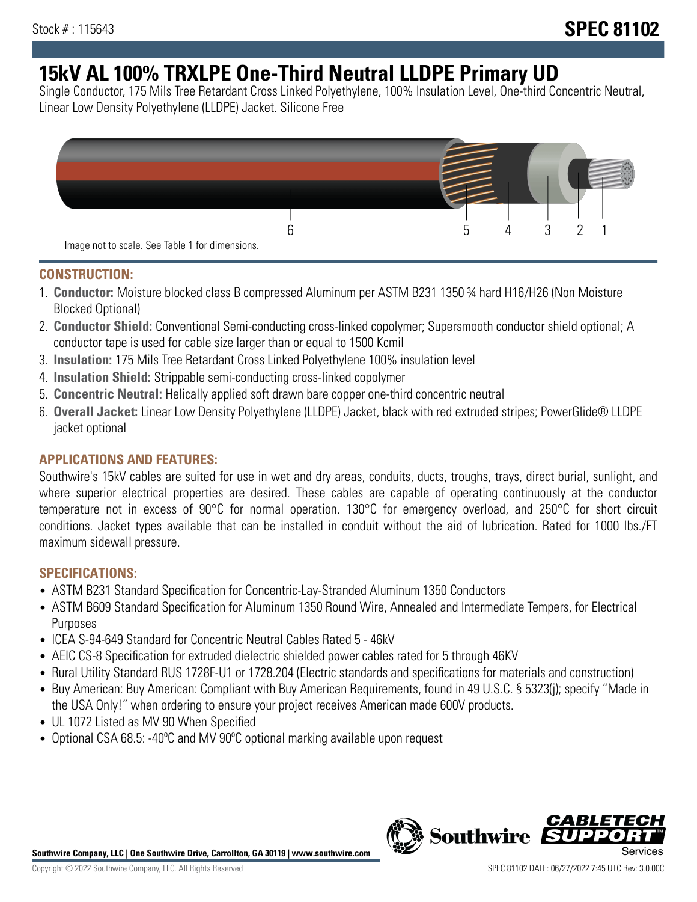Stock # : 115643

**SPEC 81102**

# 15kV AL 100% TRXLPE One-Third Neutral LLDPE Primary UD

Single Conductor, 175 Mils Tree Retardant Cross Linked Polyethylene, 100% Insulation Level, One-third Concentric Neutral, Linear Low Density Polyethylene (LLDPE) Jacket. Silicone Free

6 5 4 3 2 1

Image not to scale. See Table 1 for dimensions.

## CONSTRUCTION:

1. **Conductor:** Moisture blocked class B compressed Aluminum per ASTM B231 1350 ¾ hard H16/H26 (Non Moisture Blocked Optional)
2. **Conductor Shield:** Conventional Semi-conducting cross-linked copolymer; Supersmooth conductor shield optional; A conductor tape is used for cable size larger than or equal to 1500 Kcmil
3. **Insulation:** 175 Mils Tree Retardant Cross Linked Polyethylene 100% insulation level
4. **Insulation Shield:** Strippable semi-conducting cross-linked copolymer
5. **Concentric Neutral:** Helically applied soft drawn bare copper one-third concentric neutral
6. **Overall Jacket:** Linear Low Density Polyethylene (LLDPE) Jacket, black with red extruded stripes; PowerGlide® LLDPE jacket optional

## APPLICATIONS AND FEATURES:

Southwire's 15kV cables are suited for use in wet and dry areas, conduits, ducts, troughs, trays, direct burial, sunlight, and where superior electrical properties are desired. These cables are capable of operating continuously at the conductor temperature not in excess of 90°C for normal operation. 130°C for emergency overload, and 250°C for short circuit conditions. Jacket types available that can be installed in conduit without the aid of lubrication. Rated for 1000 lbs./FT maximum sidewall pressure.

## SPECIFICATIONS:

- ASTM B231 Standard Specification for Concentric-Lay-Stranded Aluminum 1350 Conductors
- ASTM B609 Standard Specification for Aluminum 1350 Round Wire, Annealed and Intermediate Tempers, for Electrical Purposes
- ICEA S-94-649 Standard for Concentric Neutral Cables Rated 5 - 46kV
- AEIC CS-8 Specification for extruded dielectric shielded power cables rated for 5 through 46KV
- Rural Utility Standard RUS 1728F-U1 or 1728.204 (Electric standards and specifications for materials and construction)
- Buy American: Buy American: Compliant with Buy American Requirements, found in 49 U.S.C. § 5323(j); specify "Made in the USA Only!" when ordering to ensure your project receives American made 600V products.
- UL 1072 Listed as MV 90 When Specified
- Optional CSA 68.5: -40ºC and MV 90ºC optional marking available upon request

**Southwire Company, LLC | One Southwire Drive, Carrollton, GA 30119 | www.southwire.com**

Copyright © 2022 Southwire Company, LLC. All Rights Reserved

SPEC 81102 DATE: 06/27/2022 7:45 UTC Rev: 3.0.00C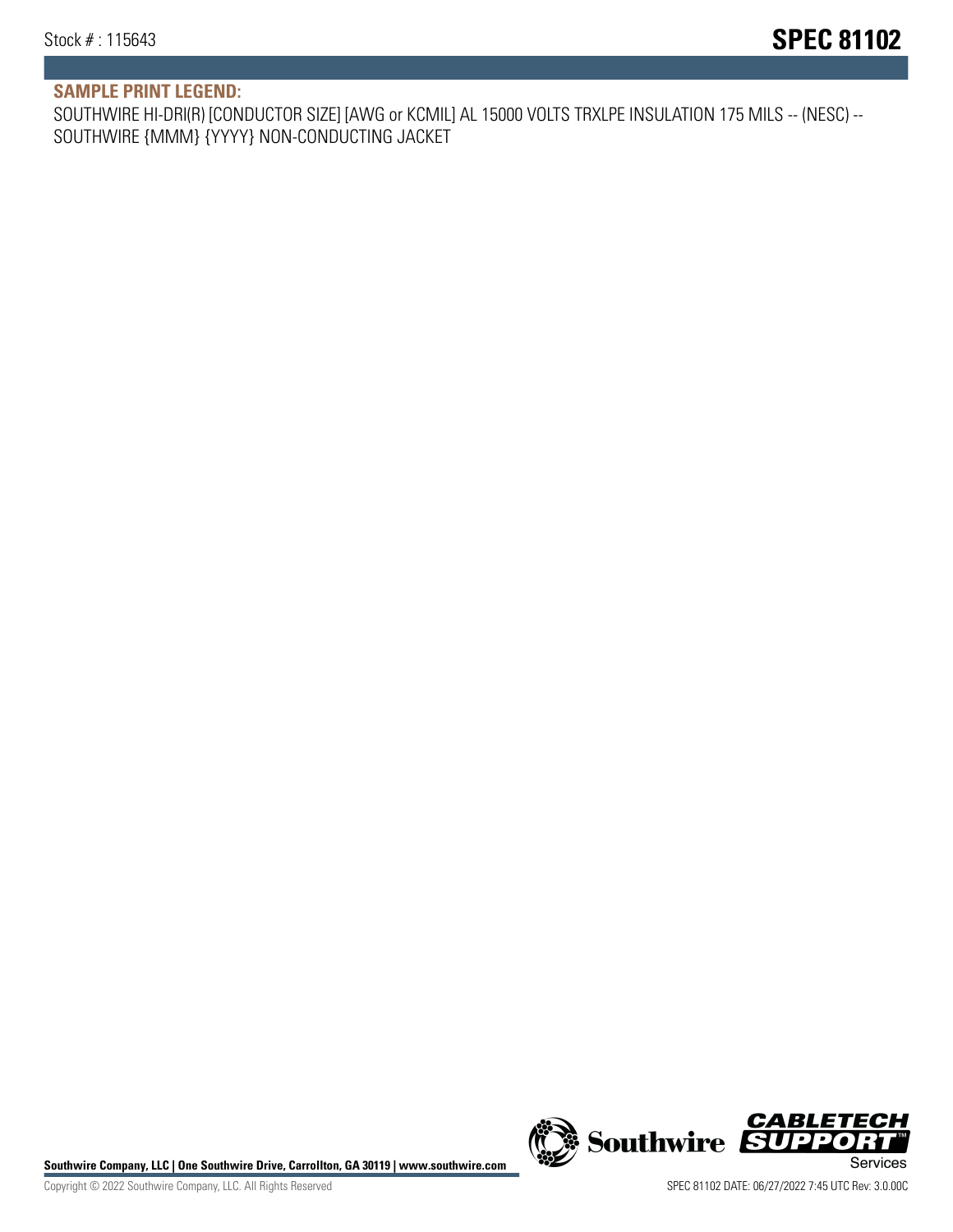**SAMPLE PRINT LEGEND:**

SOUTHWIRE HI-DRI(R) [CONDUCTOR SIZE] [AWG or KCMIL] AL 15000 VOLTS TRXLPE INSULATION 175 MILS -- (NESC) -- SOUTHWIRE {MMM} {YYYY} NON-CONDUCTING JACKET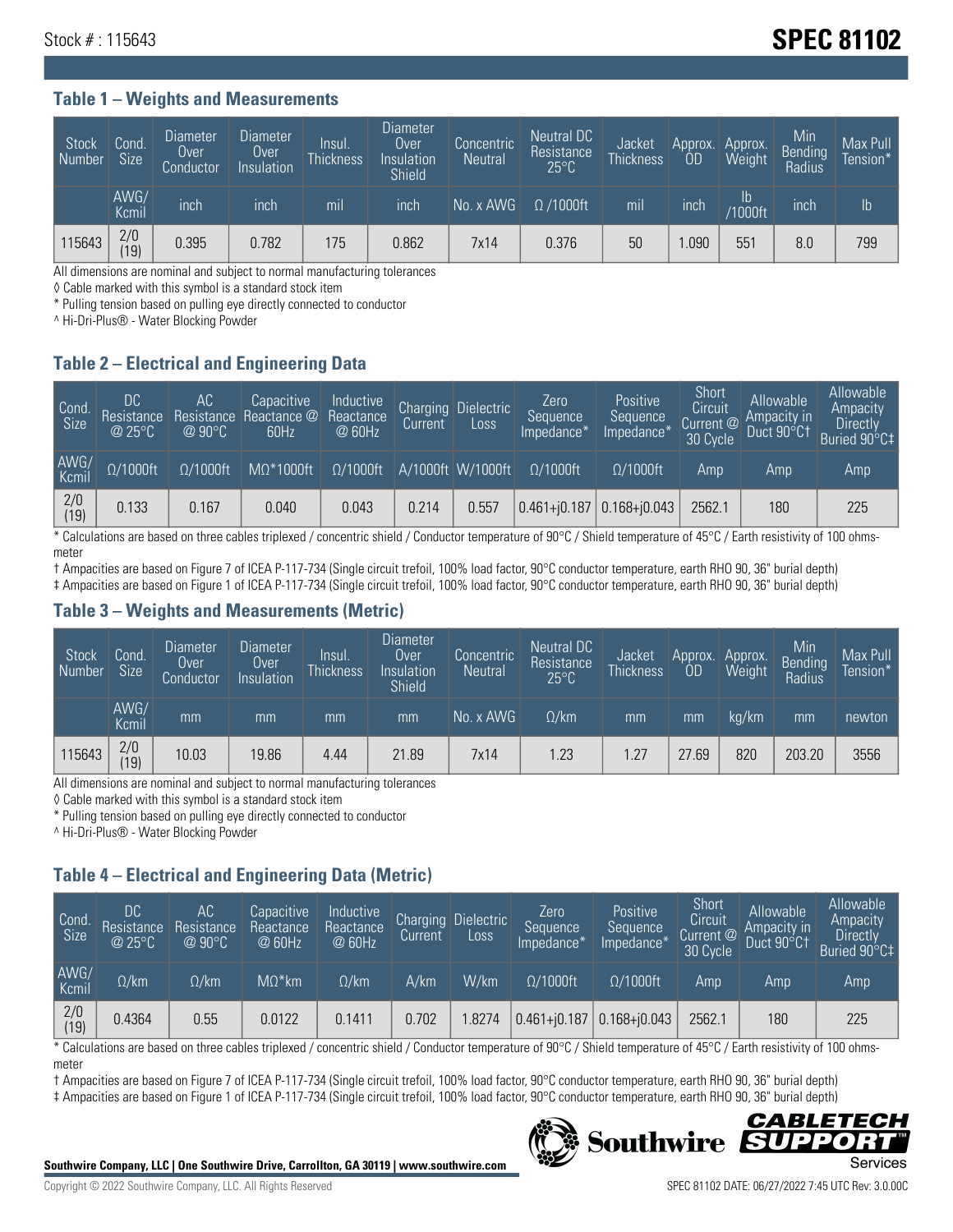Stock # : 115643

# SPEC 81102

## Table 1 – Weights and Measurements

| Stock Number | Cond. Size | Diameter Over Conductor | Diameter Over Insulation | Insul. Thickness | Diameter Over Insulation Shield | Concentric Neutral | Neutral DC Resistance 25°C | Jacket Thickness | Approx. OD | Approx. Weight | Min Bending Radius | Max Pull Tension* |
|---|---|---|---|---|---|---|---|---|---|---|---|---|
| | AWG/ Kcmil | inch | inch | mil | inch | No. x AWG | Ω /1000ft | mil | inch | lb /1000ft | inch | lb |
| 115643 | 2/0 (19) | 0.395 | 0.782 | 175 | 0.862 | 7x14 | 0.376 | 50 | 1.090 | 551 | 8.0 | 799 |

All dimensions are nominal and subject to normal manufacturing tolerances

◊ Cable marked with this symbol is a standard stock item

* Pulling tension based on pulling eye directly connected to conductor

^ Hi-Dri-Plus® - Water Blocking Powder

## Table 2 – Electrical and Engineering Data

| Cond. Size | DC Resistance @ 25°C | AC Resistance @ 90°C | Capacitive Reactance @ 60Hz | Inductive Reactance @ 60Hz | Charging Current | Dielectric Loss | Zero Sequence Impedance* | Positive Sequence Impedance* | Short Circuit Current @ 30 Cycle | Allowable Ampacity in Duct 90°C† | Allowable Ampacity Directly Buried 90°C‡ |
|---|---|---|---|---|---|---|---|---|---|---|---|
| AWG/ Kcmil | Ω/1000ft | Ω/1000ft | MΩ*1000ft | Ω/1000ft | A/1000ft | W/1000ft | Ω/1000ft | Ω/1000ft | Amp | Amp | Amp |
| 2/0 (19) | 0.133 | 0.167 | 0.040 | 0.043 | 0.214 | 0.557 | 0.461+j0.187 | 0.168+j0.043 | 2562.1 | 180 | 225 |

* Calculations are based on three cables triplexed / concentric shield / Conductor temperature of 90°C / Shield temperature of 45°C / Earth resistivity of 100 ohms-meter

† Ampacities are based on Figure 7 of ICEA P-117-734 (Single circuit trefoil, 100% load factor, 90°C conductor temperature, earth RHO 90, 36" burial depth)

‡ Ampacities are based on Figure 1 of ICEA P-117-734 (Single circuit trefoil, 100% load factor, 90°C conductor temperature, earth RHO 90, 36" burial depth)

## Table 3 – Weights and Measurements (Metric)

| Stock Number | Cond. Size | Diameter Over Conductor | Diameter Over Insulation | Insul. Thickness | Diameter Over Insulation Shield | Concentric Neutral | Neutral DC Resistance 25°C | Jacket Thickness | Approx. OD | Approx. Weight | Min Bending Radius | Max Pull Tension* |
|---|---|---|---|---|---|---|---|---|---|---|---|---|
| | AWG/ Kcmil | mm | mm | mm | mm | No. x AWG | Ω/km | mm | mm | kg/km | mm | newton |
| 115643 | 2/0 (19) | 10.03 | 19.86 | 4.44 | 21.89 | 7x14 | 1.23 | 1.27 | 27.69 | 820 | 203.20 | 3556 |

All dimensions are nominal and subject to normal manufacturing tolerances

◊ Cable marked with this symbol is a standard stock item

* Pulling tension based on pulling eye directly connected to conductor

^ Hi-Dri-Plus® - Water Blocking Powder

## Table 4 – Electrical and Engineering Data (Metric)

| Cond. Size | DC Resistance @ 25°C | AC Resistance @ 90°C | Capacitive Reactance @ 60Hz | Inductive Reactance @ 60Hz | Charging Current | Dielectric Loss | Zero Sequence Impedance* | Positive Sequence Impedance* | Short Circuit Current @ 30 Cycle | Allowable Ampacity in Duct 90°C† | Allowable Ampacity Directly Buried 90°C‡ |
|---|---|---|---|---|---|---|---|---|---|---|---|
| AWG/ Kcmil | Ω/km | Ω/km | MΩ*km | Ω/km | A/km | W/km | Ω/1000ft | Ω/1000ft | Amp | Amp | Amp |
| 2/0 (19) | 0.4364 | 0.55 | 0.0122 | 0.1411 | 0.702 | 1.8274 | 0.461+j0.187 | 0.168+j0.043 | 2562.1 | 180 | 225 |

* Calculations are based on three cables triplexed / concentric shield / Conductor temperature of 90°C / Shield temperature of 45°C / Earth resistivity of 100 ohms-meter

† Ampacities are based on Figure 7 of ICEA P-117-734 (Single circuit trefoil, 100% load factor, 90°C conductor temperature, earth RHO 90, 36" burial depth)

‡ Ampacities are based on Figure 1 of ICEA P-117-734 (Single circuit trefoil, 100% load factor, 90°C conductor temperature, earth RHO 90, 36" burial depth)

**Southwire Company, LLC | One Southwire Drive, Carrollton, GA 30119 | www.southwire.com**

Copyright © 2022 Southwire Company, LLC. All Rights Reserved

SPEC 81102 DATE: 06/27/2022 7:45 UTC Rev: 3.0.00C